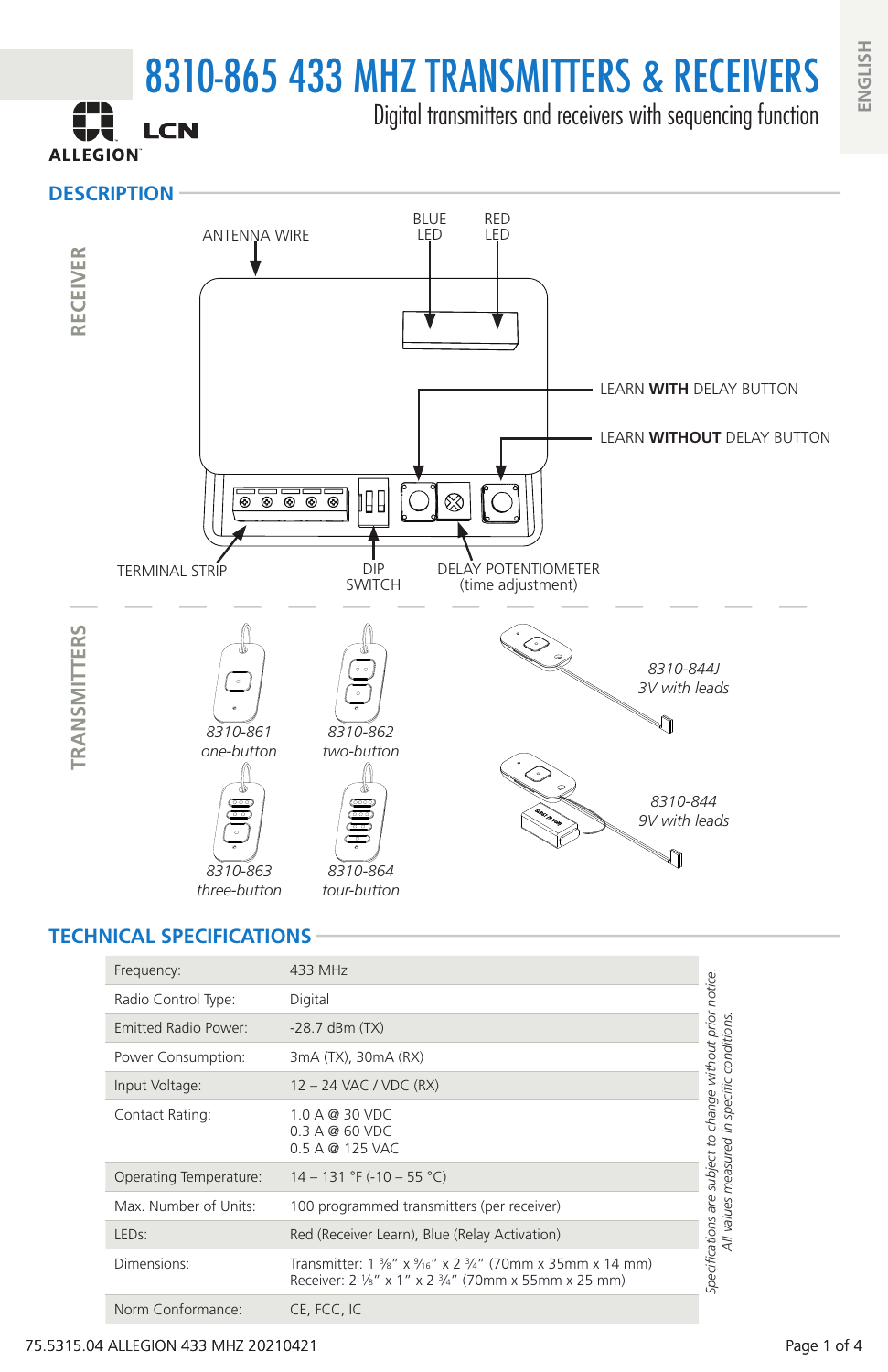# 8310-865 433 MHZ TRANSMITTERS & RECEIVERS

Digital transmitters and receivers with sequencing function

ENGLISH

## DESCRIPTION

RECEIVER

ANTENNA WIRE

BLUE LED

RED LED

LEARN **WITH** DELAY BUTTON

LEARN **WITHOUT** DELAY BUTTON

TERMINAL STRIP

DIP SWITCH

DELAY POTENTIOMETER (time adjustment)

TRANSMITTERS

*8310-861 one-button*

*8310-862 two-button*

*8310-863 three-button*

*8310-864 four-button*

*8310-844J 3V with leads*

*8310-844 9V with leads*

## TECHNICAL SPECIFICATIONS

| | |
|---|---|
| Frequency: | 433 MHz |
| Radio Control Type: | Digital |
| Emitted Radio Power: | -28.7 dBm (TX) |
| Power Consumption: | 3mA (TX), 30mA (RX) |
| Input Voltage: | 12 – 24 VAC / VDC (RX) |
| Contact Rating: | 1.0 A @ 30 VDC<br>0.3 A @ 60 VDC<br>0.5 A @ 125 VAC |
| Operating Temperature: | 14 – 131 °F (-10 – 55 °C) |
| Max. Number of Units: | 100 programmed transmitters (per receiver) |
| LEDs: | Red (Receiver Learn), Blue (Relay Activation) |
| Dimensions: | Transmitter: 1 ⅜" x ⁹⁄₁₆" x 2 ¾" (70mm x 35mm x 14 mm)<br>Receiver: 2 ⅛" x 1" x 2 ¾" (70mm x 55mm x 25 mm) |
| Norm Conformance: | CE, FCC, IC |

*Specifications are subject to change without prior notice.*
*All values measured in specific conditions.*

75.5315.04 ALLEGION 433 MHZ 20210421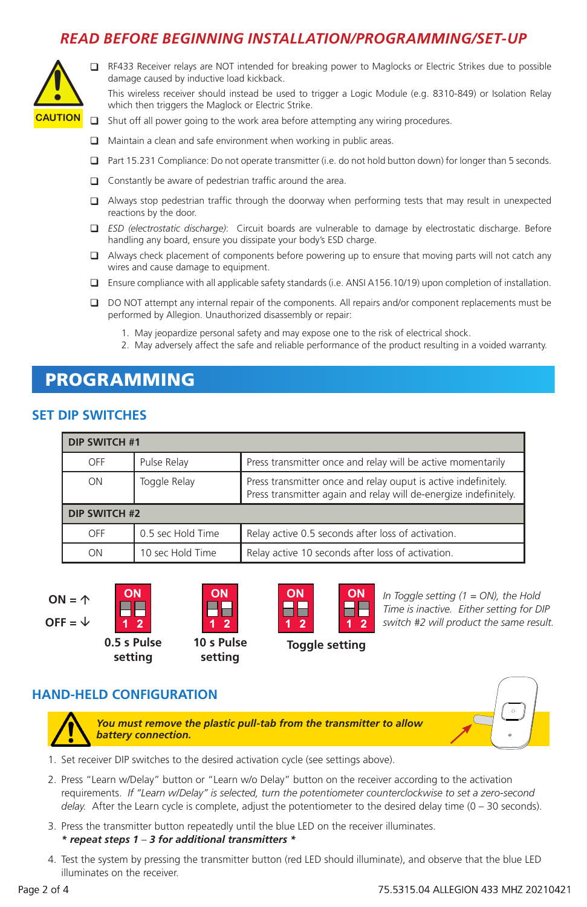## *READ BEFORE BEGINNING INSTALLATION/PROGRAMMING/SET-UP*

CAUTION

- RF433 Receiver relays are NOT intended for breaking power to Maglocks or Electric Strikes due to possible damage caused by inductive load kickback.

  This wireless receiver should instead be used to trigger a Logic Module (e.g. 8310-849) or Isolation Relay which then triggers the Maglock or Electric Strike.
- Shut off all power going to the work area before attempting any wiring procedures.
- Maintain a clean and safe environment when working in public areas.
- Part 15.231 Compliance: Do not operate transmitter (i.e. do not hold button down) for longer than 5 seconds.
- Constantly be aware of pedestrian traffic around the area.
- Always stop pedestrian traffic through the doorway when performing tests that may result in unexpected reactions by the door.
- *ESD (electrostatic discharge)*: Circuit boards are vulnerable to damage by electrostatic discharge. Before handling any board, ensure you dissipate your body's ESD charge.
- Always check placement of components before powering up to ensure that moving parts will not catch any wires and cause damage to equipment.
- Ensure compliance with all applicable safety standards (i.e. ANSI A156.10/19) upon completion of installation.
- DO NOT attempt any internal repair of the components. All repairs and/or component replacements must be performed by Allegion. Unauthorized disassembly or repair:
  1. May jeopardize personal safety and may expose one to the risk of electrical shock.
  2. May adversely affect the safe and reliable performance of the product resulting in a voided warranty.

# PROGRAMMING

## SET DIP SWITCHES

| DIP SWITCH #1 | | |
|---|---|---|
| OFF | Pulse Relay | Press transmitter once and relay will be active momentarily |
| ON | Toggle Relay | Press transmitter once and relay ouput is active indefinitely. Press transmitter again and relay will de-energize indefinitely. |
| **DIP SWITCH #2** | | |
| OFF | 0.5 sec Hold Time | Relay active 0.5 seconds after loss of activation. |
| ON | 10 sec Hold Time | Relay active 10 seconds after loss of activation. |

ON = ↑
OFF = ↓

ON 1 2 — **0.5 s Pulse setting**

ON 1 2 — **10 s Pulse setting**

ON 1 2 / ON 1 2 — **Toggle setting**

*In Toggle setting (1 = ON), the Hold Time is inactive. Either setting for DIP switch #2 will product the same result.*

## HAND-HELD CONFIGURATION

***You must remove the plastic pull-tab from the transmitter to allow battery connection.***

1. Set receiver DIP switches to the desired activation cycle (see settings above).
2. Press "Learn w/Delay" button or "Learn w/o Delay" button on the receiver according to the activation requirements. *If "Learn w/Delay" is selected, turn the potentiometer counterclockwise to set a zero-second delay.* After the Learn cycle is complete, adjust the potentiometer to the desired delay time (0 – 30 seconds).
3. Press the transmitter button repeatedly until the blue LED on the receiver illuminates.
   ***\* repeat steps 1 – 3 for additional transmitters \****
4. Test the system by pressing the transmitter button (red LED should illuminate), and observe that the blue LED illuminates on the receiver.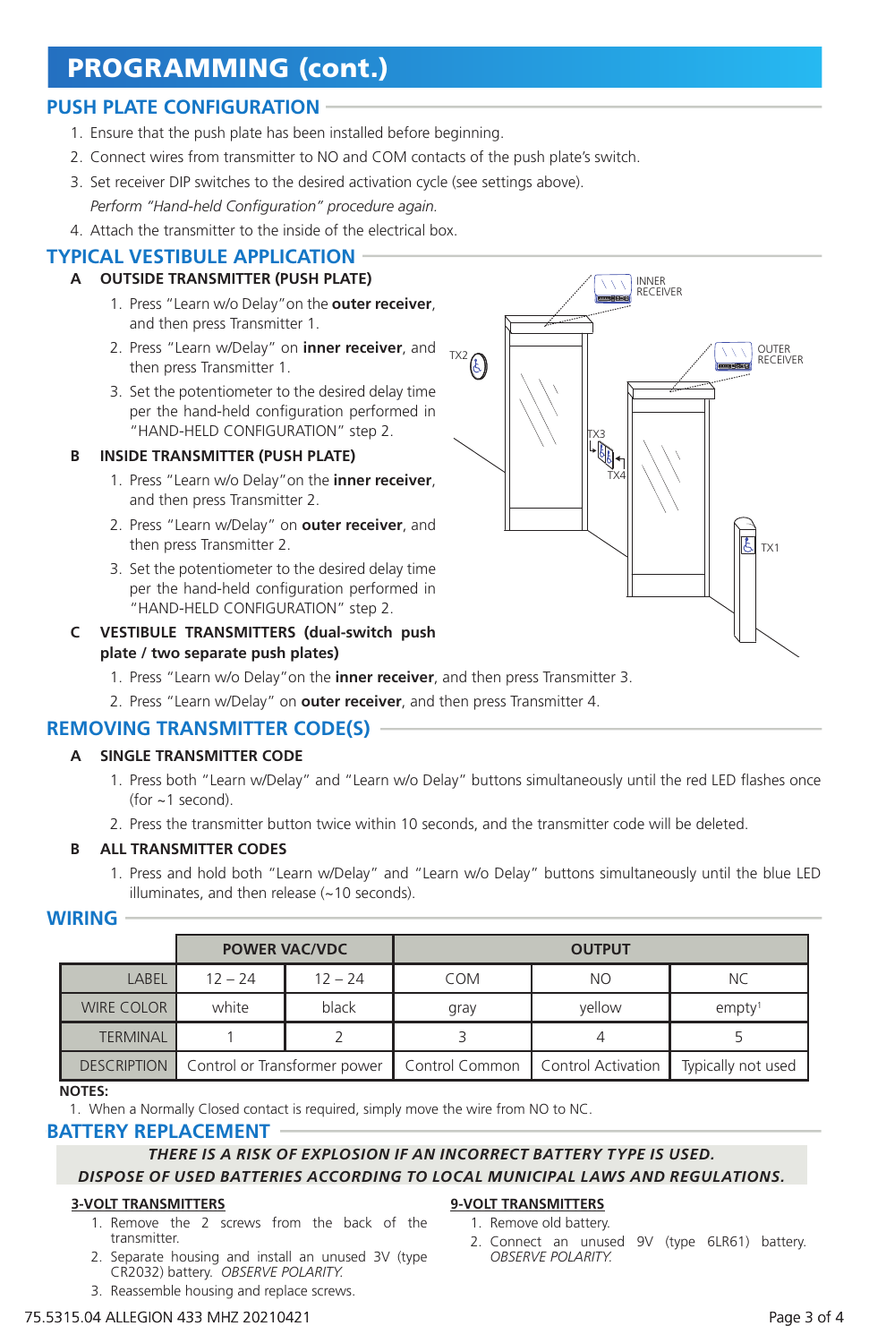# PROGRAMMING (cont.)

## PUSH PLATE CONFIGURATION

1. Ensure that the push plate has been installed before beginning.
2. Connect wires from transmitter to NO and COM contacts of the push plate's switch.
3. Set receiver DIP switches to the desired activation cycle (see settings above).
   *Perform "Hand-held Configuration" procedure again.*
4. Attach the transmitter to the inside of the electrical box.

## TYPICAL VESTIBULE APPLICATION

### A OUTSIDE TRANSMITTER (PUSH PLATE)

1. Press "Learn w/o Delay" on the **outer receiver**, and then press Transmitter 1.
2. Press "Learn w/Delay" on **inner receiver**, and then press Transmitter 1.
3. Set the potentiometer to the desired delay time per the hand-held configuration performed in "HAND-HELD CONFIGURATION" step 2.

### B INSIDE TRANSMITTER (PUSH PLATE)

1. Press "Learn w/o Delay" on the **inner receiver**, and then press Transmitter 2.
2. Press "Learn w/Delay" on **outer receiver**, and then press Transmitter 2.
3. Set the potentiometer to the desired delay time per the hand-held configuration performed in "HAND-HELD CONFIGURATION" step 2.

### C VESTIBULE TRANSMITTERS (dual-switch push plate / two separate push plates)

1. Press "Learn w/o Delay" on the **inner receiver**, and then press Transmitter 3.
2. Press "Learn w/Delay" on **outer receiver**, and then press Transmitter 4.

INNER RECEIVER
OUTER RECEIVER
TX1
TX2
TX3
TX4

## REMOVING TRANSMITTER CODE(S)

### A SINGLE TRANSMITTER CODE

1. Press both "Learn w/Delay" and "Learn w/o Delay" buttons simultaneously until the red LED flashes once (for ~1 second).
2. Press the transmitter button twice within 10 seconds, and the transmitter code will be deleted.

### B ALL TRANSMITTER CODES

1. Press and hold both "Learn w/Delay" and "Learn w/o Delay" buttons simultaneously until the blue LED illuminates, and then release (~10 seconds).

## WIRING

| | POWER VAC/VDC | | OUTPUT | | |
|---|---|---|---|---|---|
| LABEL | 12 – 24 | 12 – 24 | COM | NO | NC |
| WIRE COLOR | white | black | gray | yellow | empty[1] |
| TERMINAL | 1 | 2 | 3 | 4 | 5 |
| DESCRIPTION | Control or Transformer power | | Control Common | Control Activation | Typically not used |

**NOTES:**

1. When a Normally Closed contact is required, simply move the wire from NO to NC.

## BATTERY REPLACEMENT

***THERE IS A RISK OF EXPLOSION IF AN INCORRECT BATTERY TYPE IS USED.***
***DISPOSE OF USED BATTERIES ACCORDING TO LOCAL MUNICIPAL LAWS AND REGULATIONS.***

**3-VOLT TRANSMITTERS**

1. Remove the 2 screws from the back of the transmitter.
2. Separate housing and install an unused 3V (type CR2032) battery. *OBSERVE POLARITY.*
3. Reassemble housing and replace screws.

**9-VOLT TRANSMITTERS**

1. Remove old battery.
2. Connect an unused 9V (type 6LR61) battery. *OBSERVE POLARITY.*

75.5315.04 ALLEGION 433 MHZ 20210421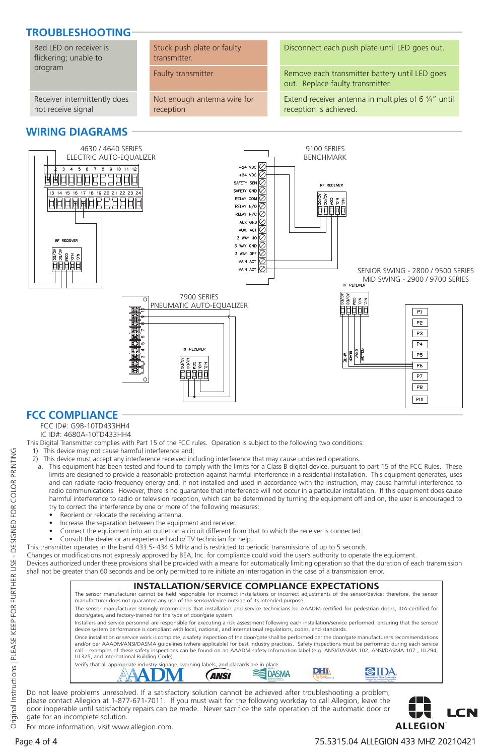## TROUBLESHOOTING

| | | |
|---|---|---|
| Red LED on receiver is flickering; unable to program | Stuck push plate or faulty transmitter. | Disconnect each push plate until LED goes out. |
| | Faulty transmitter | Remove each transmitter battery until LED goes out. Replace faulty transmitter. |
| Receiver intermittently does not receive signal | Not enough antenna wire for reception | Extend receiver antenna in multiples of 6 ¾" until reception is achieved. |

## WIRING DIAGRAMS

4630 / 4640 SERIES
ELECTRIC AUTO-EQUALIZER

1 2 3 4 5 6 7 8 9 10 11 12
13 14 15 16 17 18 19 20 21 22 23 24

RF RECEIVER
AC/DC AC/DC COM N.O. N.C.

9100 SERIES
BENCHMARK

-24 VDC
+24 VDC
SAFETY SEN
SAFETY GND
RELAY COM
RELAY N/O
RELAY N/C
AUX GND
AUX. ACT
3 WAY HO
3 WAY GND
3 WAY OFF
MAIN ACT
MAIN ACT

RF RECEIVER
AC/DC AC/DC COM N.O. N.C.

SENIOR SWING - 2800 / 9500 SERIES
MID SWING - 2900 / 9700 SERIES

RF RECEIVER
AC/DC AC/DC COM N.O. N.C.

WHITE BLACK GRAY YELLOW

P1 P2 P3 P4 P5 P6 P7 P8 P10

7900 SERIES
PNEUMATIC AUTO-EQUALIZER

10 9 8 7 6 5 4 3 2

RF RECEIVER
AC/DC AC/DC COM N.O. N.C.

## FCC COMPLIANCE

FCC ID#: G9B-10TD433HH4
IC ID#: 4680A-10TD433HH4

This Digital Transmitter complies with Part 15 of the FCC rules. Operation is subject to the following two conditions:

1) This device may not cause harmful interference and;
2) This device must accept any interference received including interference that may cause undesired operations.
   a. This equipment has been tested and found to comply with the limits for a Class B digital device, pursuant to part 15 of the FCC Rules. These limits are designed to provide a reasonable protection against harmful interference in a residential installation. This equipment generates, uses and can radiate radio frequency energy and, if not installed and used in accordance with the instruction, may cause harmful interference to radio communications. However, there is no guarantee that interference will not occur in a particular installation. If this equipment does cause harmful interference to radio or television reception, which can be determined by turning the equipment off and on, the user is encouraged to try to correct the interference by one or more of the following measures:
      - Reorient or relocate the receiving antenna.
      - Increase the separation between the equipment and receiver.
      - Connect the equipment into an outlet on a circuit different from that to which the receiver is connected.
      - Consult the dealer or an experienced radio/ TV technician for help.

This transmitter operates in the band 433.5- 434.5 MHz and is restricted to periodic transmissions of up to 5 seconds.
Changes or modifications not expressly approved by BEA, Inc. for compliance could void the user's authority to operate the equipment.
Devices authorized under these provisions shall be provided with a means for automatically limiting operation so that the duration of each transmission shall not be greater than 60 seconds and be only permitted to re initiate an interrogation in the case of a transmission error.

### INSTALLATION/SERVICE COMPLIANCE EXPECTATIONS

The sensor manufacturer cannot be held responsible for incorrect installations or incorrect adjustments of the sensor/device; therefore, the sensor manufacturer does not guarantee any use of the sensor/device outside of its intended purpose.

The sensor manufacturer strongly recommends that installation and service technicians be AAADM-certified for pedestrian doors, IDA-certified for doors/gates, and factory-trained for the type of door/gate system.

Installers and service personnel are responsible for executing a risk assessment following each installation/service performed, ensuring that the sensor/device system performance is compliant with local, national, and international regulations, codes, and standards.

Once installation or service work is complete, a safety inspection of the door/gate shall be performed per the door/gate manufacturer's recommendations and/or per AAADM/ANSI/DASMA guidelines (where applicable) for best industry practices. Safety inspections must be performed during each service call – examples of these safety inspections can be found on an AAADM safety information label (e.g. ANSI/DASMA 102, ANSI/DASMA 107 , UL294, UL325, and International Building Code).

Verify that all appropriate industry signage, warning labels, and placards are in place.

AAADM ANSI DASMA DHI IDA

Do not leave problems unresolved. If a satisfactory solution cannot be achieved after troubleshooting a problem, please contact Allegion at 1-877-671-7011. If you must wait for the following workday to call Allegion, leave the door inoperable until satisfactory repairs can be made. Never sacrifice the safe operation of the automatic door or gate for an incomplete solution.

For more information, visit www.allegion.com.

LCN ALLEGION

Original Instructions | PLEASE KEEP FOR FURTHER USE - DESIGNED FOR COLOR PRINTING

75.5315.04 ALLEGION 433 MHZ 20210421